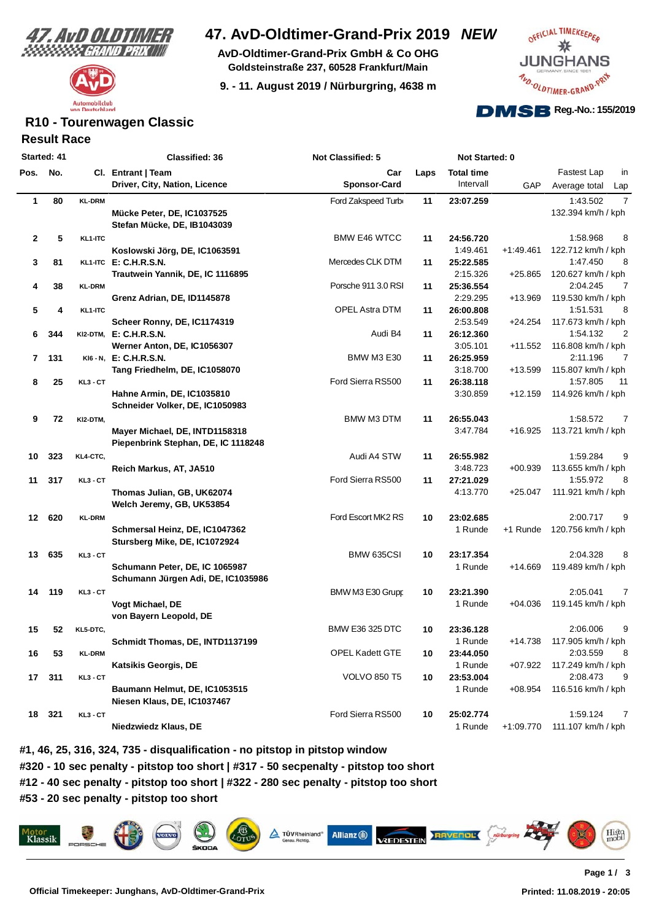# 47. AvD-Oldtimer-Grand-Prix 2019 *NEW*

**AvD-Oldtimer-Grand-Prix GmbH & Co OHG**
**Goldsteinstraße 237, 60528 Frankfurt/Main**

**9. - 11. August 2019 / Nürburgring, 4638 m**

**Reg.-No.: 155/2019**

## R10 - Tourenwagen Classic

### Result Race

Started: 41 | Classified: 36 | Not Classified: 5 | Not Started: 0

| Pos. | No. | Cl. | Entrant / Team / Driver, City, Nation, Licence | Car / Sponsor-Card | Laps | Total time / Intervall | GAP | Fastest Lap / Average total | in Lap |
|---|---|---|---|---|---|---|---|---|---|
| 1 | 80 | KL-DRM | Mücke Peter, DE, IC1037525<br>Stefan Mücke, DE, IB1043039 | Ford Zakspeed Turb | 11 | 23:07.259 | | 1:43.502<br>132.394 km/h / kph | 7 |
| 2 | 5 | KL1-ITC | Koslowski Jörg, DE, IC1063591 | BMW E46 WTCC | 11 | 24:56.720<br>1:49.461 | +1:49.461 | 1:58.968<br>122.712 km/h / kph | 8 |
| 3 | 81 | KL1-ITC | E: C.H.R.S.N.<br>Trautwein Yannik, DE, IC 1116895 | Mercedes CLK DTM | 11 | 25:22.585<br>2:15.326 | +25.865 | 1:47.450<br>120.627 km/h / kph | 8 |
| 4 | 38 | KL-DRM | Grenz Adrian, DE, ID1145878 | Porsche 911 3.0 RSI | 11 | 25:36.554<br>2:29.295 | +13.969 | 2:04.245<br>119.530 km/h / kph | 7 |
| 5 | 4 | KL1-ITC | Scheer Ronny, DE, IC1174319 | OPEL Astra DTM | 11 | 26:00.808<br>2:53.549 | +24.254 | 1:51.531<br>117.673 km/h / kph | 8 |
| 6 | 344 | Kl2-DTM, | E: C.H.R.S.N.<br>Werner Anton, DE, IC1056307 | Audi B4 | 11 | 26:12.360<br>3:05.101 | +11.552 | 1:54.132<br>116.808 km/h / kph | 2 |
| 7 | 131 | Kl6 - N, | E: C.H.R.S.N.<br>Tang Friedhelm, DE, IC1058070 | BMW M3 E30 | 11 | 26:25.959<br>3:18.700 | +13.599 | 2:11.196<br>115.807 km/h / kph | 7 |
| 8 | 25 | KL3 - CT | Hahne Armin, DE, IC1035810<br>Schneider Volker, DE, IC1050983 | Ford Sierra RS500 | 11 | 26:38.118<br>3:30.859 | +12.159 | 1:57.805<br>114.926 km/h / kph | 11 |
| 9 | 72 | Kl2-DTM, | Mayer Michael, DE, INTD1158318<br>Piepenbrink Stephan, DE, IC 1118248 | BMW M3 DTM | 11 | 26:55.043<br>3:47.784 | +16.925 | 1:58.572<br>113.721 km/h / kph | 7 |
| 10 | 323 | KL4-CTC, | Reich Markus, AT, JA510 | Audi A4 STW | 11 | 26:55.982<br>3:48.723 | +00.939 | 1:59.284<br>113.655 km/h / kph | 9 |
| 11 | 317 | KL3 - CT | Thomas Julian, GB, UK62074<br>Welch Jeremy, GB, UK53854 | Ford Sierra RS500 | 11 | 27:21.029<br>4:13.770 | +25.047 | 1:55.972<br>111.921 km/h / kph | 8 |
| 12 | 620 | KL-DRM | Schmersal Heinz, DE, IC1047362<br>Stursberg Mike, DE, IC1072924 | Ford Escort MK2 RS | 10 | 23:02.685<br>1 Runde | +1 Runde | 2:00.717<br>120.756 km/h / kph | 9 |
| 13 | 635 | KL3 - CT | Schumann Peter, DE, IC 1065987<br>Schumann Jürgen Adi, DE, IC1035986 | BMW 635CSI | 10 | 23:17.354<br>1 Runde | +14.669 | 2:04.328<br>119.489 km/h / kph | 8 |
| 14 | 119 | KL3 - CT | Vogt Michael, DE<br>von Bayern Leopold, DE | BMW M3 E30 Grupp | 10 | 23:21.390<br>1 Runde | +04.036 | 2:05.041<br>119.145 km/h / kph | 7 |
| 15 | 52 | KL5-DTC, | Schmidt Thomas, DE, INTD1137199 | BMW E36 325 DTC | 10 | 23:36.128<br>1 Runde | +14.738 | 2:06.006<br>117.905 km/h / kph | 9 |
| 16 | 53 | KL-DRM | Katsikis Georgis, DE | OPEL Kadett GTE | 10 | 23:44.050<br>1 Runde | +07.922 | 2:03.559<br>117.249 km/h / kph | 8 |
| 17 | 311 | KL3 - CT | Baumann Helmut, DE, IC1053515<br>Niesen Klaus, DE, IC1037467 | VOLVO 850 T5 | 10 | 23:53.004<br>1 Runde | +08.954 | 2:08.473<br>116.516 km/h / kph | 9 |
| 18 | 321 | KL3 - CT | Niedzwiedz Klaus, DE | Ford Sierra RS500 | 10 | 25:02.774<br>1 Runde | +1:09.770 | 1:59.124<br>111.107 km/h / kph | 7 |

**#1, 46, 25, 316, 324, 735 - disqualification - no pitstop in pitstop window**
**#320 - 10 sec penalty - pitstop too short | #317 - 50 secpenalty - pitstop too short**
**#12 - 40 sec penalty - pitstop too short | #322 - 280 sec penalty - pitstop too short**
**#53 - 20 sec penalty - pitstop too short**

**Official Timekeeper: Junghans, AvD-Oldtimer-Grand-Prix**

**Printed: 11.08.2019 - 20:05**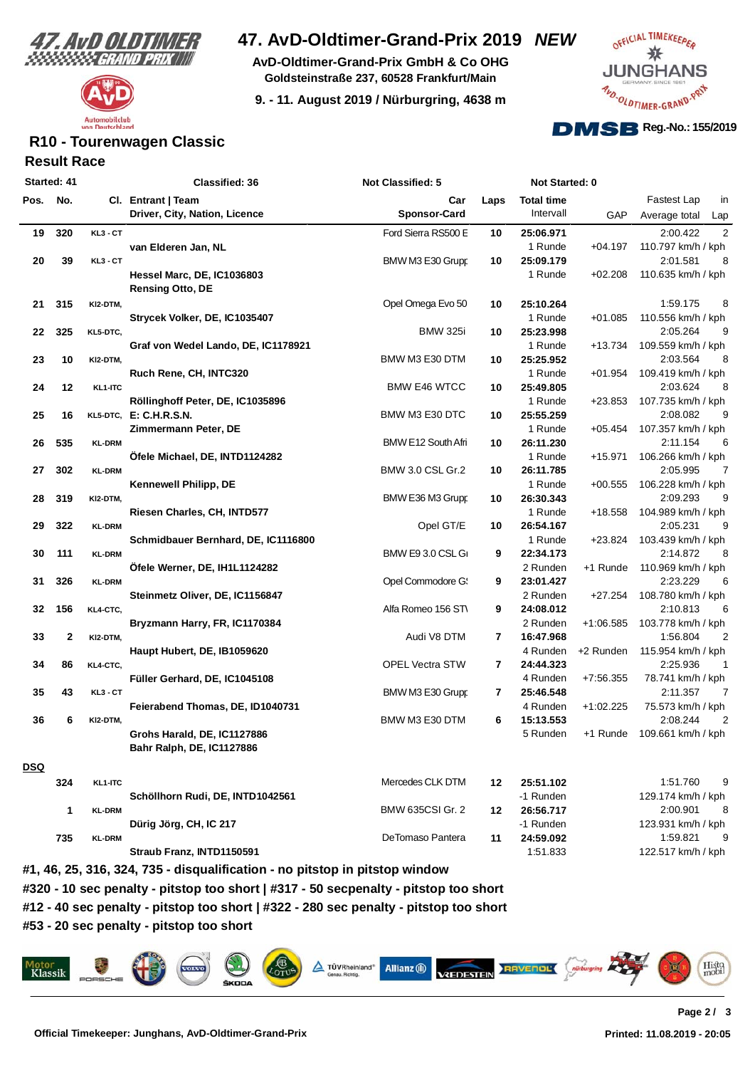# 47. AvD-Oldtimer-Grand-Prix 2019 *NEW*

**AvD-Oldtimer-Grand-Prix GmbH & Co OHG**
**Goldsteinstraße 237, 60528 Frankfurt/Main**

**9. - 11. August 2019 / Nürburgring, 4638 m**

**Reg.-No.: 155/2019**

## R10 - Tourenwagen Classic

### Result Race

**Started: 41** | **Classified: 36** | **Not Classified: 5** | **Not Started: 0**

| Pos. | No. | Cl. | Entrant \| Team / Driver, City, Nation, Licence | Car / Sponsor-Card | Laps | Total time / Intervall | GAP | Fastest Lap / Average total | in Lap |
|---|---|---|---|---|---|---|---|---|---|
| 19 | 320 | KL3 - CT | van Elderen Jan, NL | Ford Sierra RS500 E | 10 | 25:06.971 / 1 Runde | +04.197 | 2:00.422 / 110.797 km/h / kph | 2 |
| 20 | 39 | KL3 - CT | Hessel Marc, DE, IC1036803 / Rensing Otto, DE | BMW M3 E30 Grupp | 10 | 25:09.179 / 1 Runde | +02.208 | 2:01.581 / 110.635 km/h / kph | 8 |
| 21 | 315 | Kl2-DTM, | Strycek Volker, DE, IC1035407 | Opel Omega Evo 50 | 10 | 25:10.264 / 1 Runde | +01.085 | 1:59.175 / 110.556 km/h / kph | 8 |
| 22 | 325 | KL5-DTC, | Graf von Wedel Lando, DE, IC1178921 | BMW 325i | 10 | 25:23.998 / 1 Runde | +13.734 | 2:05.264 / 109.559 km/h / kph | 9 |
| 23 | 10 | Kl2-DTM, | Ruch Rene, CH, INTC320 | BMW M3 E30 DTM | 10 | 25:25.952 / 1 Runde | +01.954 | 2:03.564 / 109.419 km/h / kph | 8 |
| 24 | 12 | KL1-ITC | Röllinghoff Peter, DE, IC1035896 | BMW E46 WTCC | 10 | 25:49.805 / 1 Runde | +23.853 | 2:03.624 / 107.735 km/h / kph | 8 |
| 25 | 16 | KL5-DTC, | E: C.H.R.S.N. / Zimmermann Peter, DE | BMW M3 E30 DTC | 10 | 25:55.259 / 1 Runde | +05.454 | 2:08.082 / 107.357 km/h / kph | 9 |
| 26 | 535 | KL-DRM | Öfele Michael, DE, INTD1124282 | BMW E12 South Afri | 10 | 26:11.230 / 1 Runde | +15.971 | 2:11.154 / 106.266 km/h / kph | 6 |
| 27 | 302 | KL-DRM | Kennewell Philipp, DE | BMW 3.0 CSL Gr.2 | 10 | 26:11.785 / 1 Runde | +00.555 | 2:05.995 / 106.228 km/h / kph | 7 |
| 28 | 319 | Kl2-DTM, | Riesen Charles, CH, INTD577 | BMW E36 M3 Grupp | 10 | 26:30.343 / 1 Runde | +18.558 | 2:09.293 / 104.989 km/h / kph | 9 |
| 29 | 322 | KL-DRM | Schmidbauer Bernhard, DE, IC1116800 | Opel GT/E | 10 | 26:54.167 / 1 Runde | +23.824 | 2:05.231 / 103.439 km/h / kph | 9 |
| 30 | 111 | KL-DRM | Öfele Werner, DE, IH1L1124282 | BMW E9 3.0 CSL Gı | 9 | 22:34.173 / 2 Runden | +1 Runde | 2:14.872 / 110.969 km/h / kph | 8 |
| 31 | 326 | KL-DRM | Steinmetz Oliver, DE, IC1156847 | Opel Commodore G: | 9 | 23:01.427 / 2 Runden | +27.254 | 2:23.229 / 108.780 km/h / kph | 6 |
| 32 | 156 | KL4-CTC, | Bryzmann Harry, FR, IC1170384 | Alfa Romeo 156 STI | 9 | 24:08.012 / 2 Runden | +1:06.585 | 2:10.813 / 103.778 km/h / kph | 6 |
| 33 | 2 | Kl2-DTM, | Haupt Hubert, DE, IB1059620 | Audi V8 DTM | 7 | 16:47.968 / 4 Runden | +2 Runden | 1:56.804 / 115.954 km/h / kph | 2 |
| 34 | 86 | KL4-CTC, | Füller Gerhard, DE, IC1045108 | OPEL Vectra STW | 7 | 24:44.323 / 4 Runden | +7:56.355 | 2:25.936 / 78.741 km/h / kph | 1 |
| 35 | 43 | KL3 - CT | Feierabend Thomas, DE, ID1040731 | BMW M3 E30 Grupp | 7 | 25:46.548 / 4 Runden | +1:02.225 | 2:11.357 / 75.573 km/h / kph | 7 |
| 36 | 6 | Kl2-DTM, | Grohs Harald, DE, IC1127886 / Bahr Ralph, DE, IC1127886 | BMW M3 E30 DTM | 6 | 15:13.553 / 5 Runden | +1 Runde | 2:08.244 / 109.661 km/h / kph | 2 |
| **DSQ** | | | | | | | | | |
| | 324 | KL1-ITC | Schöllhorn Rudi, DE, INTD1042561 | Mercedes CLK DTM | 12 | 25:51.102 / -1 Runden | | 1:51.760 / 129.174 km/h / kph | 9 |
| | 1 | KL-DRM | Dürig Jörg, CH, IC 217 | BMW 635CSi Gr. 2 | 12 | 26:56.717 / -1 Runden | | 2:00.901 / 123.931 km/h / kph | 8 |
| | 735 | KL-DRM | Straub Franz, INTD1150591 | DeTomaso Pantera | 11 | 24:59.092 / 1:51.833 | | 1:59.821 / 122.517 km/h / kph | 9 |

**#1, 46, 25, 316, 324, 735 - disqualification - no pitstop in pitstop window**

**#320 - 10 sec penalty - pitstop too short | #317 - 50 secpenalty - pitstop too short**

**#12 - 40 sec penalty - pitstop too short | #322 - 280 sec penalty - pitstop too short**

**#53 - 20 sec penalty - pitstop too short**

**Official Timekeeper: Junghans, AvD-Oldtimer-Grand-Prix**

**Printed: 11.08.2019 - 20:05**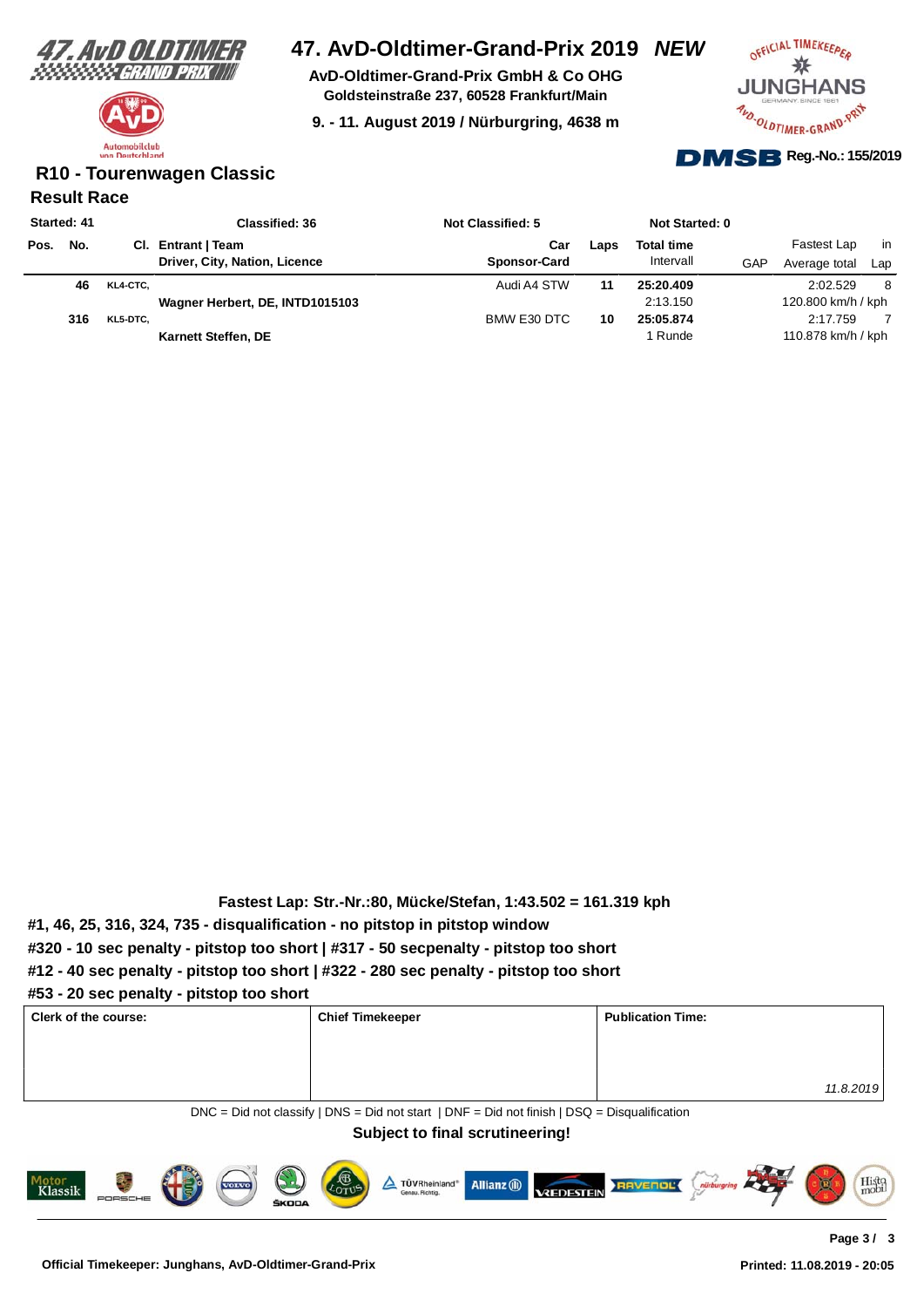# 47. AvD-Oldtimer-Grand-Prix 2019 *NEW*

**AvD-Oldtimer-Grand-Prix GmbH & Co OHG**
**Goldsteinstraße 237, 60528 Frankfurt/Main**

**9. - 11. August 2019 / Nürburgring, 4638 m**

Reg.-No.: 155/2019

## R10 - Tourenwagen Classic

## Result Race

| Started: 41 | | | Classified: 36 | Not Classified: 5 | | Not Started: 0 | | | |
|---|---|---|---|---|---|---|---|---|---|
| **Pos.** | **No.** | **Cl.** | **Entrant \| Team**<br>**Driver, City, Nation, Licence** | **Car**<br>**Sponsor-Card** | **Laps** | **Total time**<br>Intervall | GAP | Fastest Lap<br>Average total | in<br>Lap |
| | 46 | KL4-CTC, | <br>**Wagner Herbert, DE, INTD1015103** | Audi A4 STW | 11 | **25:20.409**<br>2:13.150 | | 2:02.529<br>120.800 km/h / kph | 8 |
| | 316 | KL5-DTC, | <br>**Karnett Steffen, DE** | BMW E30 DTC | 10 | **25:05.874**<br>1 Runde | | 2:17.759<br>110.878 km/h / kph | 7 |

**Fastest Lap: Str.-Nr.:80, Mücke/Stefan, 1:43.502 = 161.319 kph**

**#1, 46, 25, 316, 324, 735 - disqualification - no pitstop in pitstop window**

**#320 - 10 sec penalty - pitstop too short | #317 - 50 secpenalty - pitstop too short**

**#12 - 40 sec penalty - pitstop too short | #322 - 280 sec penalty - pitstop too short**

**#53 - 20 sec penalty - pitstop too short**

| Clerk of the course: | Chief Timekeeper | Publication Time: |
|---|---|---|
| | | *11.8.2019* |

DNC = Did not classify | DNS = Did not start | DNF = Did not finish | DSQ = Disqualification

**Subject to final scrutineering!**

**Official Timekeeper: Junghans, AvD-Oldtimer-Grand-Prix**

**Printed: 11.08.2019 - 20:05**